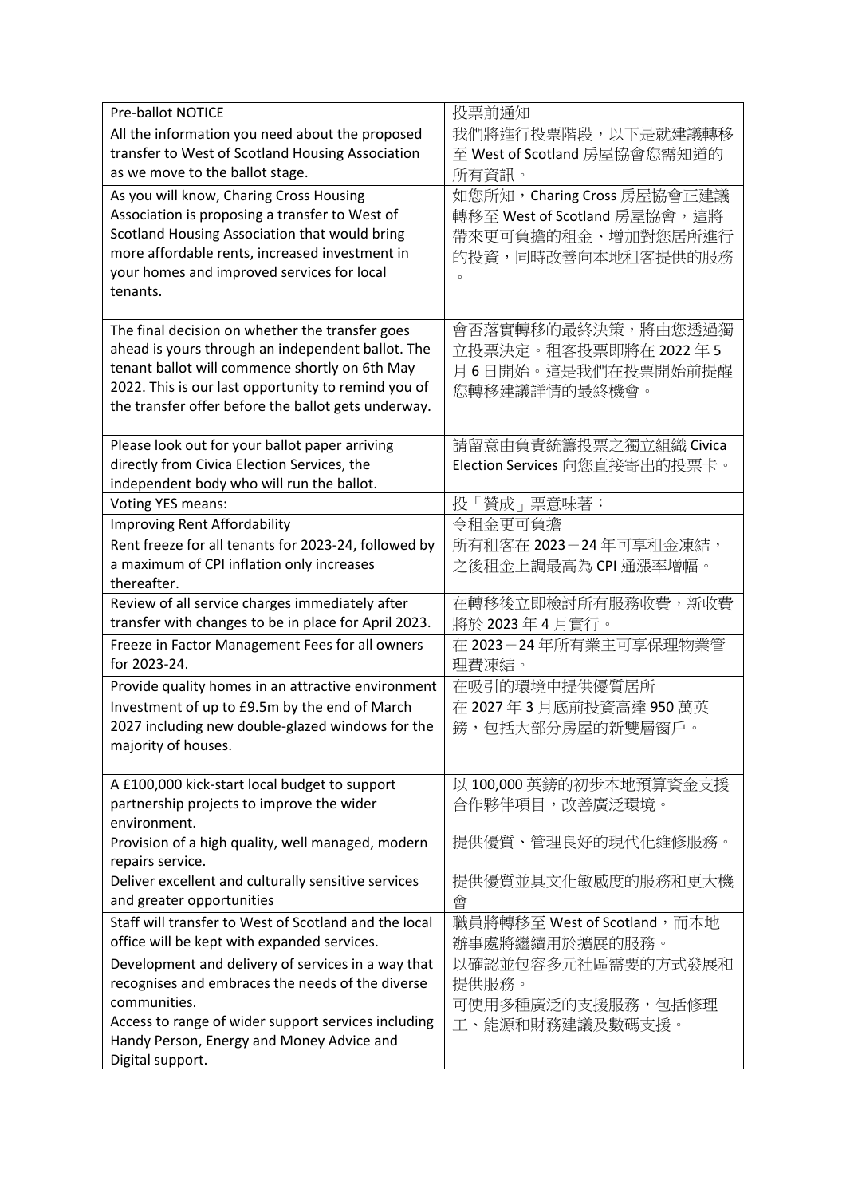| Pre-ballot NOTICE | 投票前通知 |
| --- | --- |
| All the information you need about the proposed transfer to West of Scotland Housing Association as we move to the ballot stage. | 我們將進行投票階段，以下是就建議轉移至 West of Scotland 房屋協會您需知道的所有資訊。 |
| As you will know, Charing Cross Housing Association is proposing a transfer to West of Scotland Housing Association that would bring more affordable rents, increased investment in your homes and improved services for local tenants. | 如您所知，Charing Cross 房屋協會正建議轉移至 West of Scotland 房屋協會，這將帶來更可負擔的租金、增加對您居所進行的投資，同時改善向本地租客提供的服務。 |
| The final decision on whether the transfer goes ahead is yours through an independent ballot. The tenant ballot will commence shortly on 6th May 2022. This is our last opportunity to remind you of the transfer offer before the ballot gets underway. | 會否落實轉移的最終決策，將由您透過獨立投票決定。租客投票即將在 2022 年 5 月 6 日開始。這是我們在投票開始前提醒您轉移建議詳情的最終機會。 |
| Please look out for your ballot paper arriving directly from Civica Election Services, the independent body who will run the ballot. | 請留意由負責統籌投票之獨立組織 Civica Election Services 向您直接寄出的投票卡。 |
| Voting YES means: | 投「贊成」票意味著： |
| Improving Rent Affordability | 令租金更可負擔 |
| Rent freeze for all tenants for 2023-24, followed by a maximum of CPI inflation only increases thereafter. | 所有租客在 2023－24 年可享租金凍結，之後租金上調最高為 CPI 通漲率增幅。 |
| Review of all service charges immediately after transfer with changes to be in place for April 2023. | 在轉移後立即檢討所有服務收費，新收費將於 2023 年 4 月實行。 |
| Freeze in Factor Management Fees for all owners for 2023-24. | 在 2023－24 年所有業主可享保理物業管理費凍結。 |
| Provide quality homes in an attractive environment | 在吸引的環境中提供優質居所 |
| Investment of up to £9.5m by the end of March 2027 including new double-glazed windows for the majority of houses. | 在 2027 年 3 月底前投資高達 950 萬英鎊，包括大部分房屋的新雙層窗戶。 |
| A £100,000 kick-start local budget to support partnership projects to improve the wider environment. | 以 100,000 英鎊的初步本地預算資金支援合作夥伴項目，改善廣泛環境。 |
| Provision of a high quality, well managed, modern repairs service. | 提供優質、管理良好的現代化維修服務。 |
| Deliver excellent and culturally sensitive services and greater opportunities | 提供優質並具文化敏感度的服務和更大機會 |
| Staff will transfer to West of Scotland and the local office will be kept with expanded services. | 職員將轉移至 West of Scotland，而本地辦事處將繼續用於擴展的服務。 |
| Development and delivery of services in a way that recognises and embraces the needs of the diverse communities.<br>Access to range of wider support services including Handy Person, Energy and Money Advice and Digital support. | 以確認並包容多元社區需要的方式發展和提供服務。<br>可使用多種廣泛的支援服務，包括修理工、能源和財務建議及數碼支援。 |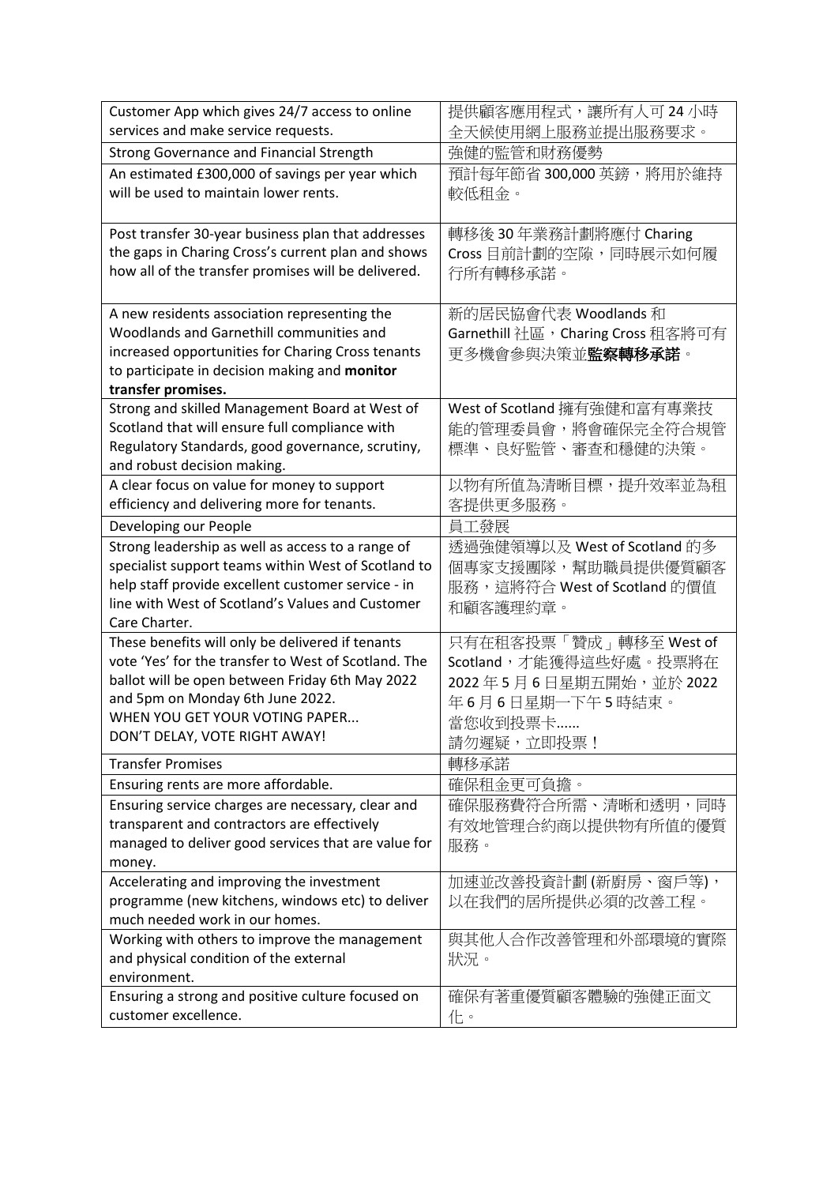| Customer App which gives 24/7 access to online services and make service requests. | 提供顧客應用程式，讓所有人可 24 小時全天候使用網上服務並提出服務要求。 |
|---|---|
| Strong Governance and Financial Strength | 強健的監管和財務優勢 |
| An estimated £300,000 of savings per year which will be used to maintain lower rents. | 預計每年節省 300,000 英鎊，將用於維持較低租金。 |
| Post transfer 30-year business plan that addresses the gaps in Charing Cross's current plan and shows how all of the transfer promises will be delivered. | 轉移後 30 年業務計劃將應付 Charing Cross 目前計劃的空隙，同時展示如何履行所有轉移承諾。 |
| A new residents association representing the Woodlands and Garnethill communities and increased opportunities for Charing Cross tenants to participate in decision making and **monitor transfer promises.** | 新的居民協會代表 Woodlands 和 Garnethill 社區，Charing Cross 租客將可有更多機會參與決策並**監察轉移承諾**。 |
| Strong and skilled Management Board at West of Scotland that will ensure full compliance with Regulatory Standards, good governance, scrutiny, and robust decision making. | West of Scotland 擁有強健和富有專業技能的管理委員會，將會確保完全符合規管標準、良好監管、審查和穩健的決策。 |
| A clear focus on value for money to support efficiency and delivering more for tenants. | 以物有所值為清晰目標，提升效率並為租客提供更多服務。 |
| Developing our People | 員工發展 |
| Strong leadership as well as access to a range of specialist support teams within West of Scotland to help staff provide excellent customer service - in line with West of Scotland's Values and Customer Care Charter. | 透過強健領導以及 West of Scotland 的多個專家支援團隊，幫助職員提供優質顧客服務，這將符合 West of Scotland 的價值和顧客護理約章。 |
| These benefits will only be delivered if tenants vote 'Yes' for the transfer to West of Scotland. The ballot will be open between Friday 6th May 2022 and 5pm on Monday 6th June 2022.<br>WHEN YOU GET YOUR VOTING PAPER...<br>DON'T DELAY, VOTE RIGHT AWAY! | 只有在租客投票「贊成」轉移至 West of Scotland，才能獲得這些好處。投票將在 2022 年 5 月 6 日星期五開始，並於 2022 年 6 月 6 日星期一下午 5 時結束。<br>當您收到投票卡……<br>請勿遲疑，立即投票！ |
| Transfer Promises | 轉移承諾 |
| Ensuring rents are more affordable. | 確保租金更可負擔。 |
| Ensuring service charges are necessary, clear and transparent and contractors are effectively managed to deliver good services that are value for money. | 確保服務費符合所需、清晰和透明，同時有效地管理合約商以提供物有所值的優質服務。 |
| Accelerating and improving the investment programme (new kitchens, windows etc) to deliver much needed work in our homes. | 加速並改善投資計劃 (新廚房、窗戶等)，以在我們的居所提供必須的改善工程。 |
| Working with others to improve the management and physical condition of the external environment. | 與其他人合作改善管理和外部環境的實際狀況。 |
| Ensuring a strong and positive culture focused on customer excellence. | 確保有著重優質顧客體驗的強健正面文化。 |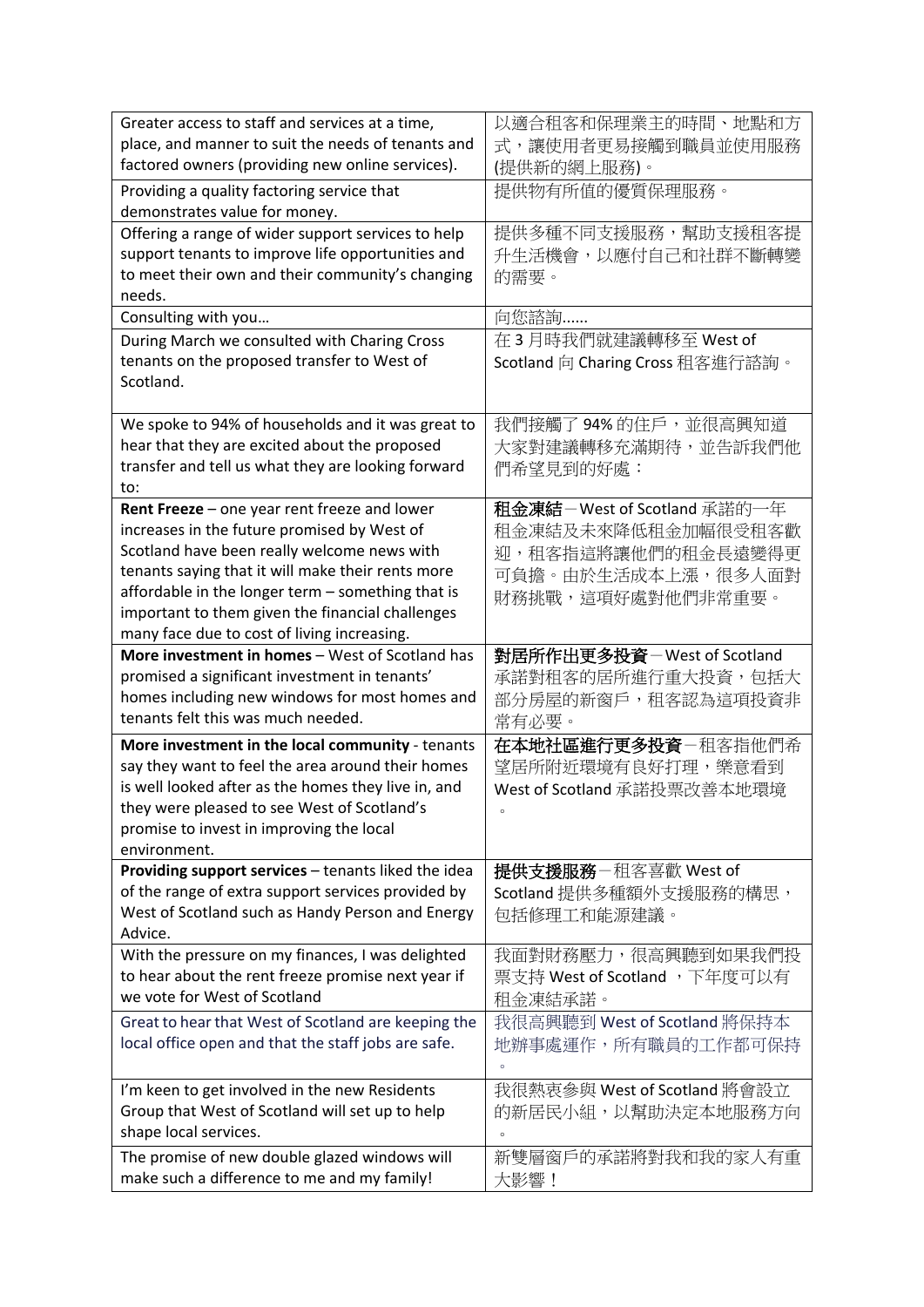| | |
|---|---|
| Greater access to staff and services at a time, place, and manner to suit the needs of tenants and factored owners (providing new online services). | 以適合租客和保理業主的時間、地點和方式，讓使用者更易接觸到職員並使用服務(提供新的網上服務)。 |
| Providing a quality factoring service that demonstrates value for money. | 提供物有所值的優質保理服務。 |
| Offering a range of wider support services to help support tenants to improve life opportunities and to meet their own and their community's changing needs. | 提供多種不同支援服務，幫助支援租客提升生活機會，以應付自己和社群不斷轉變的需要。 |
| Consulting with you… | 向您諮詢...... |
| During March we consulted with Charing Cross tenants on the proposed transfer to West of Scotland. | 在 3 月時我們就建議轉移至 West of Scotland 向 Charing Cross 租客進行諮詢。 |
| We spoke to 94% of households and it was great to hear that they are excited about the proposed transfer and tell us what they are looking forward to: | 我們接觸了 94% 的住戶，並很高興知道大家對建議轉移充滿期待，並告訴我們他們希望見到的好處： |
| **Rent Freeze** – one year rent freeze and lower increases in the future promised by West of Scotland have been really welcome news with tenants saying that it will make their rents more affordable in the longer term – something that is important to them given the financial challenges many face due to cost of living increasing. | **租金凍結**－West of Scotland 承諾的一年租金凍結及未來降低租金加幅很受租客歡迎，租客指這將讓他們的租金長遠變得更可負擔。由於生活成本上漲，很多人面對財務挑戰，這項好處對他們非常重要。 |
| **More investment in homes** – West of Scotland has promised a significant investment in tenants' homes including new windows for most homes and tenants felt this was much needed. | **對居所作出更多投資**－West of Scotland 承諾對租客的居所進行重大投資，包括大部分房屋的新窗戶，租客認為這項投資非常有必要。 |
| **More investment in the local community** - tenants say they want to feel the area around their homes is well looked after as the homes they live in, and they were pleased to see West of Scotland's promise to invest in improving the local environment. | **在本地社區進行更多投資**－租客指他們希望居所附近環境有良好打理，樂意看到 West of Scotland 承諾投票改善本地環境。 |
| **Providing support services** – tenants liked the idea of the range of extra support services provided by West of Scotland such as Handy Person and Energy Advice. | **提供支援服務**－租客喜歡 West of Scotland 提供多種額外支援服務的構思，包括修理工和能源建議。 |
| With the pressure on my finances, I was delighted to hear about the rent freeze promise next year if we vote for West of Scotland | 我面對財務壓力，很高興聽到如果我們投票支持 West of Scotland ，下年度可以有租金凍結承諾。 |
| Great to hear that West of Scotland are keeping the local office open and that the staff jobs are safe. | 我很高興聽到 West of Scotland 將保持本地辦事處運作，所有職員的工作都可保持。 |
| I'm keen to get involved in the new Residents Group that West of Scotland will set up to help shape local services. | 我很熱衷參與 West of Scotland 將會設立的新居民小組，以幫助決定本地服務方向。 |
| The promise of new double glazed windows will make such a difference to me and my family! | 新雙層窗戶的承諾將對我和我的家人有重大影響！ |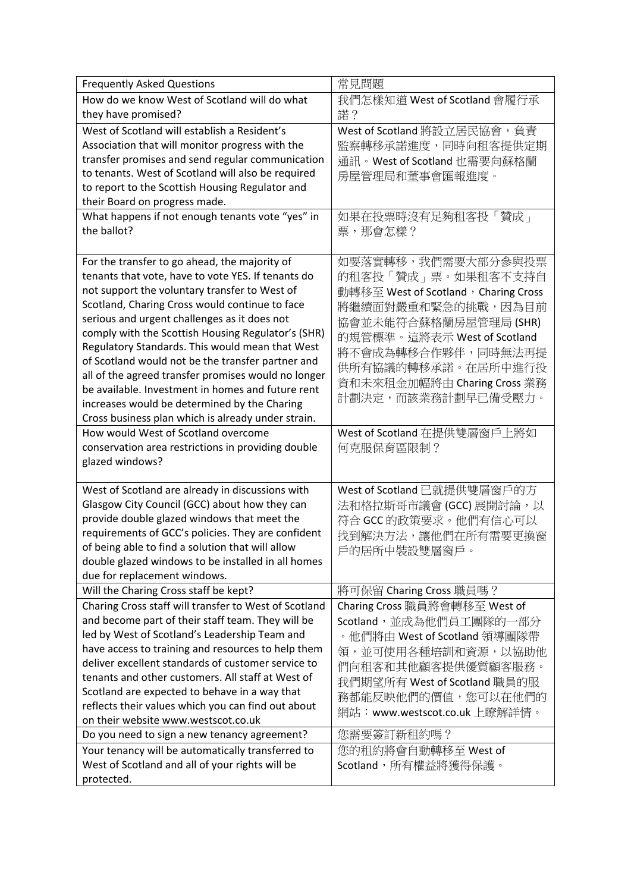| Frequently Asked Questions | 常見問題 |
| --- | --- |
| How do we know West of Scotland will do what they have promised? | 我們怎樣知道 West of Scotland 會履行承諾？ |
| West of Scotland will establish a Resident's Association that will monitor progress with the transfer promises and send regular communication to tenants. West of Scotland will also be required to report to the Scottish Housing Regulator and their Board on progress made. | West of Scotland 將設立居民協會，負責監察轉移承諾進度，同時向租客提供定期通訊。West of Scotland 也需要向蘇格蘭房屋管理局和董事會匯報進度。 |
| What happens if not enough tenants vote "yes" in the ballot? | 如果在投票時沒有足夠租客投「贊成」票，那會怎樣？ |
| For the transfer to go ahead, the majority of tenants that vote, have to vote YES. If tenants do not support the voluntary transfer to West of Scotland, Charing Cross would continue to face serious and urgent challenges as it does not comply with the Scottish Housing Regulator's (SHR) Regulatory Standards. This would mean that West of Scotland would not be the transfer partner and all of the agreed transfer promises would no longer be available. Investment in homes and future rent increases would be determined by the Charing Cross business plan which is already under strain. | 如要落實轉移，我們需要大部分參與投票的租客投「贊成」票。如果租客不支持自動轉移至 West of Scotland，Charing Cross 將繼續面對嚴重和緊急的挑戰，因為目前協會並未能符合蘇格蘭房屋管理局 (SHR) 的規管標準。這將表示 West of Scotland 將不會成為轉移合作夥伴，同時無法再提供所有協議的轉移承諾。在居所中進行投資和未來租金加幅將由 Charing Cross 業務計劃決定，而該業務計劃早已備受壓力。 |
| How would West of Scotland overcome conservation area restrictions in providing double glazed windows? | West of Scotland 在提供雙層窗戶上將如何克服保育區限制？ |
| West of Scotland are already in discussions with Glasgow City Council (GCC) about how they can provide double glazed windows that meet the requirements of GCC's policies. They are confident of being able to find a solution that will allow double glazed windows to be installed in all homes due for replacement windows. | West of Scotland 已就提供雙層窗戶的方法和格拉斯哥市議會 (GCC) 展開討論，以符合 GCC 的政策要求。他們有信心可以找到解決方法，讓他們在所有需要更換窗戶的居所中裝設雙層窗戶。 |
| Will the Charing Cross staff be kept? | 將可保留 Charing Cross 職員嗎？ |
| Charing Cross staff will transfer to West of Scotland and become part of their staff team. They will be led by West of Scotland's Leadership Team and have access to training and resources to help them deliver excellent standards of customer service to tenants and other customers. All staff at West of Scotland are expected to behave in a way that reflects their values which you can find out about on their website www.westscot.co.uk | Charing Cross 職員將會轉移至 West of Scotland，並成為他們員工團隊的一部分。他們將由 West of Scotland 領導團隊帶領，並可使用各種培訓和資源，以協助他們向租客和其他顧客提供優質顧客服務。我們期望所有 West of Scotland 職員的服務都能反映他們的價值，您可以在他們的網站：www.westscot.co.uk 上瞭解詳情。 |
| Do you need to sign a new tenancy agreement? | 您需要簽訂新租約嗎？ |
| Your tenancy will be automatically transferred to West of Scotland and all of your rights will be protected. | 您的租約將會自動轉移至 West of Scotland，所有權益將獲得保護。 |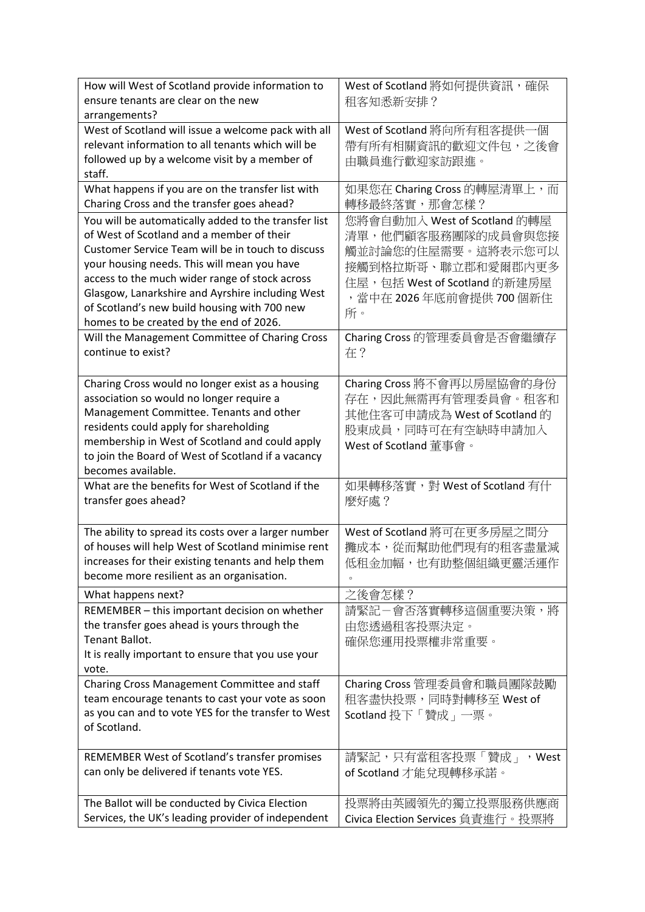| How will West of Scotland provide information to ensure tenants are clear on the new arrangements? | West of Scotland 將如何提供資訊，確保租客知悉新安排？ |
|---|---|
| West of Scotland will issue a welcome pack with all relevant information to all tenants which will be followed up by a welcome visit by a member of staff. | West of Scotland 將向所有租客提供一個帶有所有相關資訊的歡迎文件包，之後會由職員進行歡迎家訪跟進。 |
| What happens if you are on the transfer list with Charing Cross and the transfer goes ahead? | 如果您在 Charing Cross 的轉屋清單上，而轉移最終落實，那會怎樣？ |
| You will be automatically added to the transfer list of West of Scotland and a member of their Customer Service Team will be in touch to discuss your housing needs. This will mean you have access to the much wider range of stock across Glasgow, Lanarkshire and Ayrshire including West of Scotland's new build housing with 700 new homes to be created by the end of 2026. | 您將會自動加入 West of Scotland 的轉屋清單，他們顧客服務團隊的成員會與您接觸並討論您的住屋需要。這將表示您可以接觸到格拉斯哥、聯立郡和愛爾郡內更多住屋，包括 West of Scotland 的新建房屋，當中在 2026 年底前會提供 700 個新住所。 |
| Will the Management Committee of Charing Cross continue to exist? | Charing Cross 的管理委員會是否會繼續存在？ |
| Charing Cross would no longer exist as a housing association so would no longer require a Management Committee. Tenants and other residents could apply for shareholding membership in West of Scotland and could apply to join the Board of West of Scotland if a vacancy becomes available. | Charing Cross 將不會再以房屋協會的身份存在，因此無需再有管理委員會。租客和其他住客可申請成為 West of Scotland 的股東成員，同時可在有空缺時申請加入 West of Scotland 董事會。 |
| What are the benefits for West of Scotland if the transfer goes ahead? | 如果轉移落實，對 West of Scotland 有什麼好處？ |
| The ability to spread its costs over a larger number of houses will help West of Scotland minimise rent increases for their existing tenants and help them become more resilient as an organisation. | West of Scotland 將可在更多房屋之間分攤成本，從而幫助他們現有的租客盡量減低租金加幅，也有助整個組織更靈活運作。 |
| What happens next? | 之後會怎樣？ |
| REMEMBER – this important decision on whether the transfer goes ahead is yours through the Tenant Ballot.<br>It is really important to ensure that you use your vote. | 請緊記－會否落實轉移這個重要決策，將由您透過租客投票決定。<br>確保您運用投票權非常重要。 |
| Charing Cross Management Committee and staff team encourage tenants to cast your vote as soon as you can and to vote YES for the transfer to West of Scotland. | Charing Cross 管理委員會和職員團隊鼓勵租客盡快投票，同時對轉移至 West of Scotland 投下「贊成」一票。 |
| REMEMBER West of Scotland's transfer promises can only be delivered if tenants vote YES. | 請緊記，只有當租客投票「贊成」，West of Scotland 才能兌現轉移承諾。 |
| The Ballot will be conducted by Civica Election Services, the UK's leading provider of independent | 投票將由英國領先的獨立投票服務供應商 Civica Election Services 負責進行。投票將 |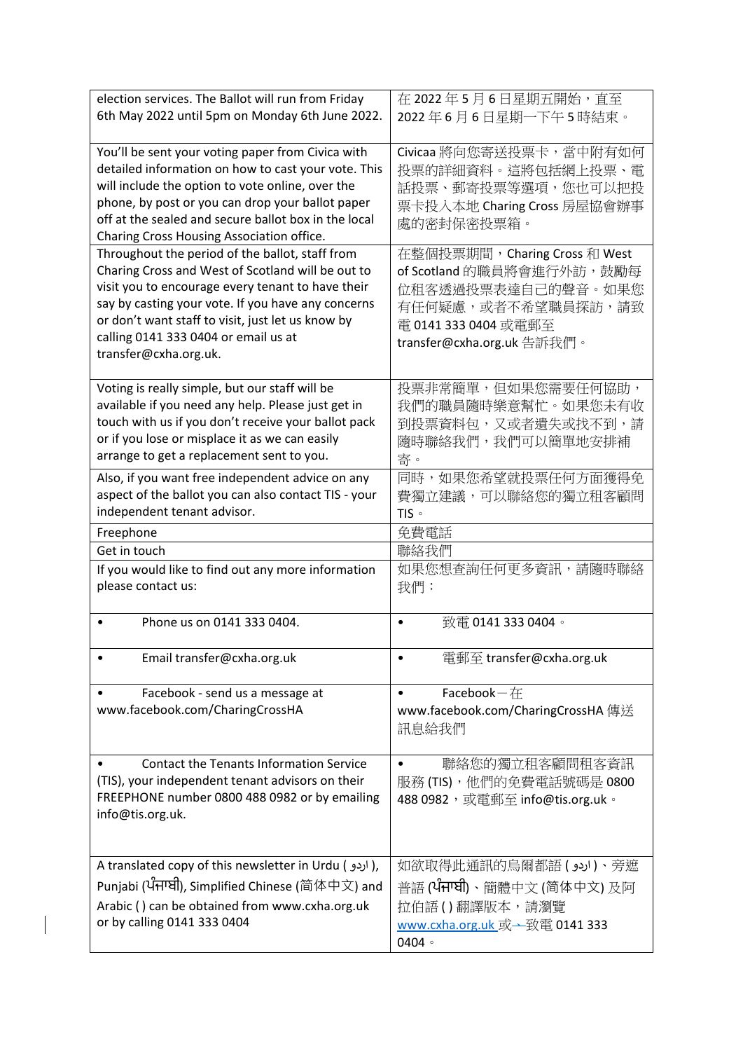| | |
|---|---|
| election services. The Ballot will run from Friday 6th May 2022 until 5pm on Monday 6th June 2022. | 在 2022 年 5 月 6 日星期五開始，直至 2022 年 6 月 6 日星期一下午 5 時結束。 |
| You'll be sent your voting paper from Civica with detailed information on how to cast your vote. This will include the option to vote online, over the phone, by post or you can drop your ballot paper off at the sealed and secure ballot box in the local Charing Cross Housing Association office. | Civicaa 將向您寄送投票卡，當中附有如何投票的詳細資料。這將包括網上投票、電話投票、郵寄投票等選項，您也可以把投票卡投入本地 Charing Cross 房屋協會辦事處的密封保密投票箱。 |
| Throughout the period of the ballot, staff from Charing Cross and West of Scotland will be out to visit you to encourage every tenant to have their say by casting your vote. If you have any concerns or don't want staff to visit, just let us know by calling 0141 333 0404 or email us at transfer@cxha.org.uk. | 在整個投票期間，Charing Cross 和 West of Scotland 的職員將會進行外訪，鼓勵每位租客透過投票表達自己的聲音。如果您有任何疑慮，或者不希望職員採訪，請致電 0141 333 0404 或電郵至 transfer@cxha.org.uk 告訴我們。 |
| Voting is really simple, but our staff will be available if you need any help. Please just get in touch with us if you don't receive your ballot pack or if you lose or misplace it as we can easily arrange to get a replacement sent to you. | 投票非常簡單，但如果您需要任何協助，我們的職員隨時樂意幫忙。如果您未有收到投票資料包，又或者遺失或找不到，請隨時聯絡我們，我們可以簡單地安排補寄。 |
| Also, if you want free independent advice on any aspect of the ballot you can also contact TIS - your independent tenant advisor. | 同時，如果您希望就投票任何方面獲得免費獨立建議，可以聯絡您的獨立租客顧問 TIS。 |
| Freephone | 免費電話 |
| Get in touch | 聯絡我們 |
| If you would like to find out any more information please contact us: | 如果您想查詢任何更多資訊，請隨時聯絡我們： |
| • Phone us on 0141 333 0404. | • 致電 0141 333 0404。 |
| • Email transfer@cxha.org.uk | • 電郵至 transfer@cxha.org.uk |
| • Facebook - send us a message at www.facebook.com/CharingCrossHA | • Facebook－在 www.facebook.com/CharingCrossHA 傳送訊息給我們 |
| • Contact the Tenants Information Service (TIS), your independent tenant advisors on their FREEPHONE number 0800 488 0982 or by emailing info@tis.org.uk. | • 聯絡您的獨立租客顧問租客資訊服務 (TIS)，他們的免費電話號碼是 0800 488 0982，或電郵至 info@tis.org.uk。 |
| A translated copy of this newsletter in Urdu ( اردو ), Punjabi (ਪੰਜਾਬੀ), Simplified Chinese (简体中文) and Arabic ( ) can be obtained from www.cxha.org.uk or by calling 0141 333 0404 | 如欲取得此通訊的烏爾都語 ( اردو )、旁遮普語 (ਪੰਜਾਬੀ)、簡體中文 (简体中文) 及阿拉伯語 ( ) 翻譯版本，請瀏覽 www.cxha.org.uk 或致電 0141 333 0404。 |